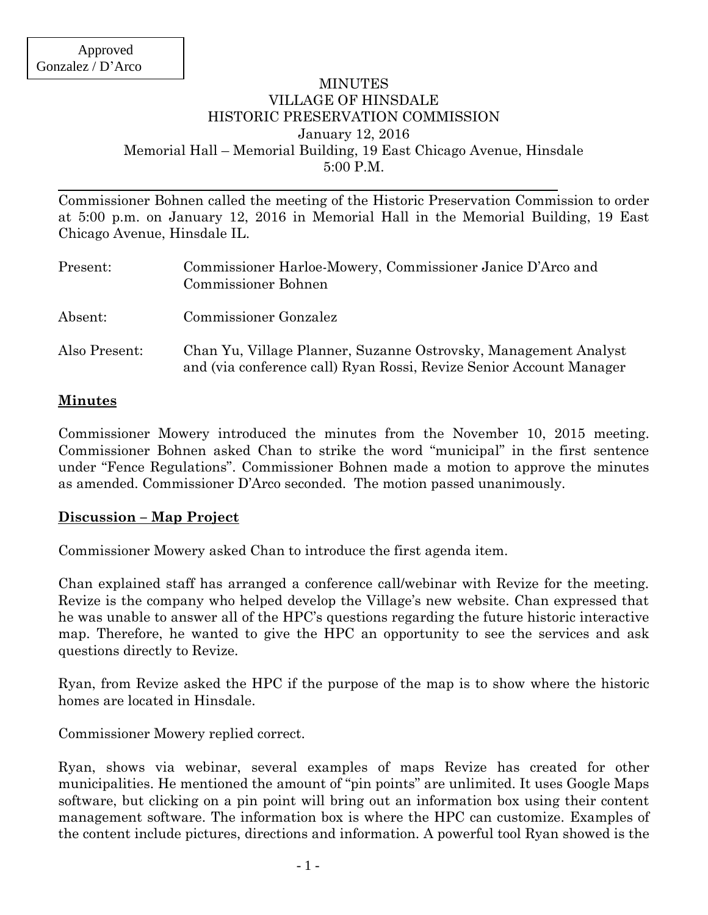Approved
Gonzalez / D'Arco

MINUTES
VILLAGE OF HINSDALE
HISTORIC PRESERVATION COMMISSION
January 12, 2016
Memorial Hall – Memorial Building, 19 East Chicago Avenue, Hinsdale
5:00 P.M.

---

Commissioner Bohnen called the meeting of the Historic Preservation Commission to order at 5:00 p.m. on January 12, 2016 in Memorial Hall in the Memorial Building, 19 East Chicago Avenue, Hinsdale IL.

| | |
|---|---|
| Present: | Commissioner Harloe-Mowery, Commissioner Janice D'Arco and Commissioner Bohnen |
| Absent: | Commissioner Gonzalez |
| Also Present: | Chan Yu, Village Planner, Suzanne Ostrovsky, Management Analyst and (via conference call) Ryan Rossi, Revize Senior Account Manager |

## **Minutes**

Commissioner Mowery introduced the minutes from the November 10, 2015 meeting. Commissioner Bohnen asked Chan to strike the word "municipal" in the first sentence under "Fence Regulations". Commissioner Bohnen made a motion to approve the minutes as amended. Commissioner D'Arco seconded. The motion passed unanimously.

## **Discussion – Map Project**

Commissioner Mowery asked Chan to introduce the first agenda item.

Chan explained staff has arranged a conference call/webinar with Revize for the meeting. Revize is the company who helped develop the Village's new website. Chan expressed that he was unable to answer all of the HPC's questions regarding the future historic interactive map. Therefore, he wanted to give the HPC an opportunity to see the services and ask questions directly to Revize.

Ryan, from Revize asked the HPC if the purpose of the map is to show where the historic homes are located in Hinsdale.

Commissioner Mowery replied correct.

Ryan, shows via webinar, several examples of maps Revize has created for other municipalities. He mentioned the amount of "pin points" are unlimited. It uses Google Maps software, but clicking on a pin point will bring out an information box using their content management software. The information box is where the HPC can customize. Examples of the content include pictures, directions and information. A powerful tool Ryan showed is the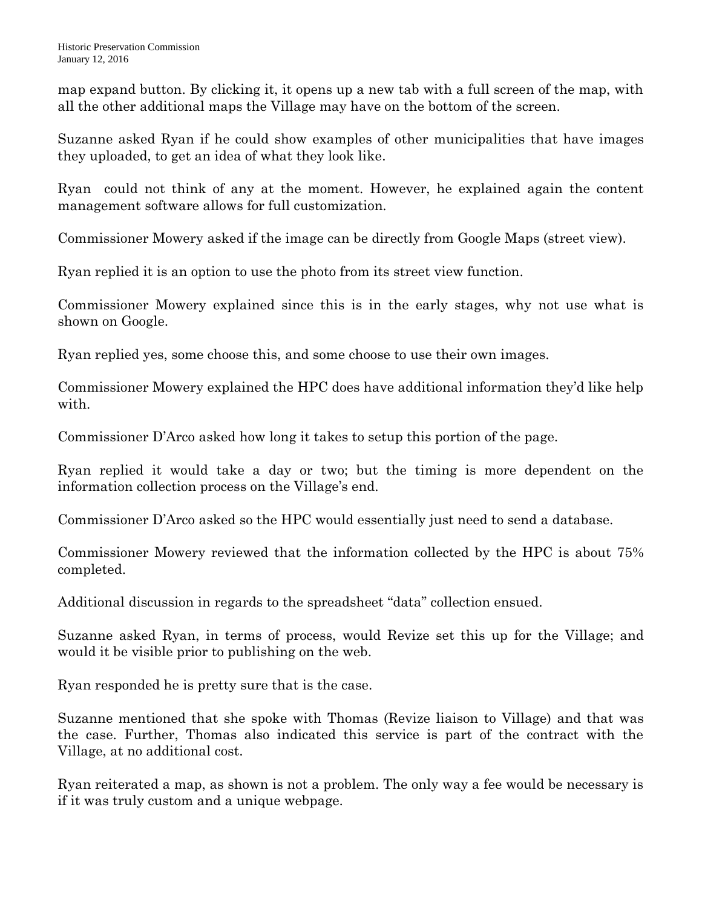map expand button. By clicking it, it opens up a new tab with a full screen of the map, with all the other additional maps the Village may have on the bottom of the screen.

Suzanne asked Ryan if he could show examples of other municipalities that have images they uploaded, to get an idea of what they look like.

Ryan could not think of any at the moment. However, he explained again the content management software allows for full customization.

Commissioner Mowery asked if the image can be directly from Google Maps (street view).

Ryan replied it is an option to use the photo from its street view function.

Commissioner Mowery explained since this is in the early stages, why not use what is shown on Google.

Ryan replied yes, some choose this, and some choose to use their own images.

Commissioner Mowery explained the HPC does have additional information they'd like help with.

Commissioner D'Arco asked how long it takes to setup this portion of the page.

Ryan replied it would take a day or two; but the timing is more dependent on the information collection process on the Village's end.

Commissioner D'Arco asked so the HPC would essentially just need to send a database.

Commissioner Mowery reviewed that the information collected by the HPC is about 75% completed.

Additional discussion in regards to the spreadsheet "data" collection ensued.

Suzanne asked Ryan, in terms of process, would Revize set this up for the Village; and would it be visible prior to publishing on the web.

Ryan responded he is pretty sure that is the case.

Suzanne mentioned that she spoke with Thomas (Revize liaison to Village) and that was the case. Further, Thomas also indicated this service is part of the contract with the Village, at no additional cost.

Ryan reiterated a map, as shown is not a problem. The only way a fee would be necessary is if it was truly custom and a unique webpage.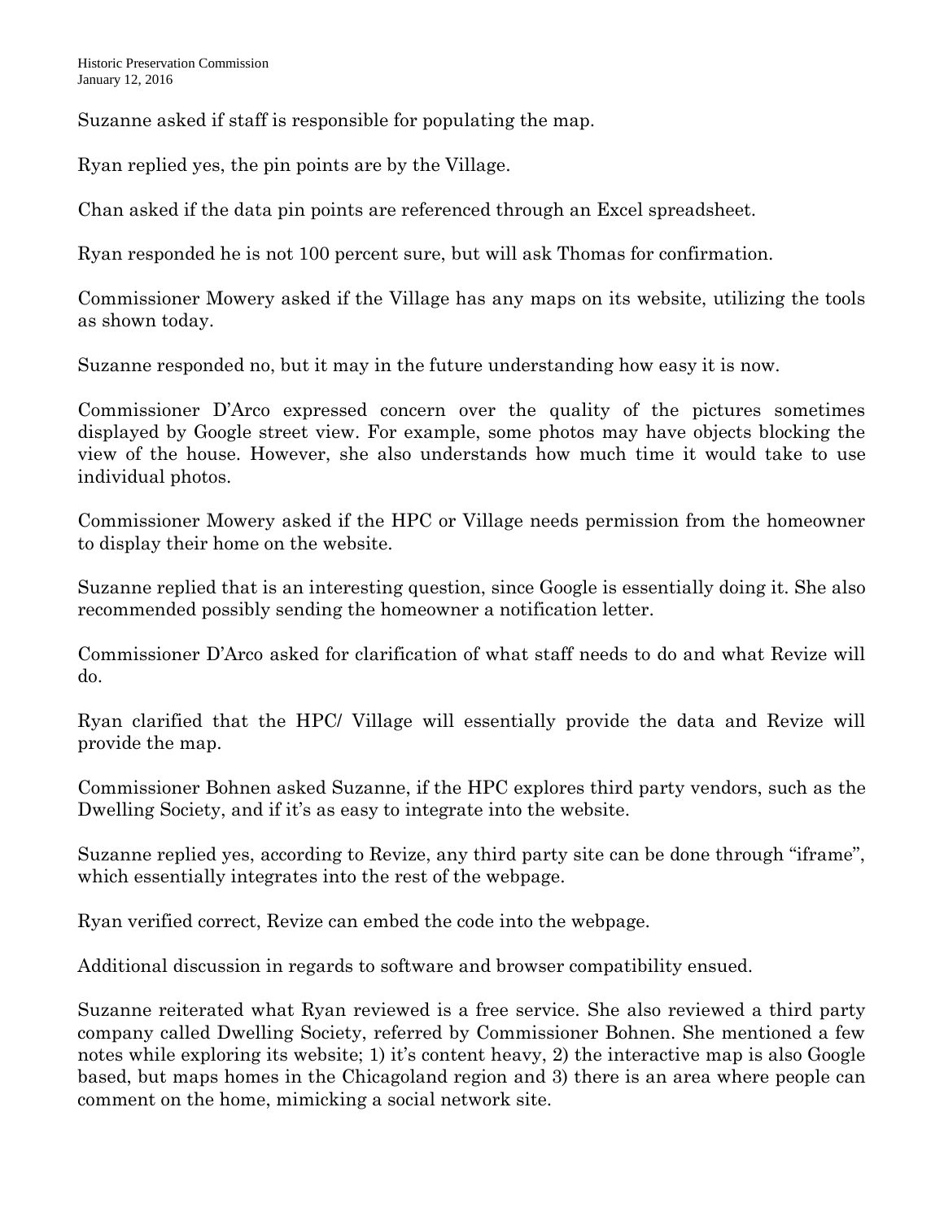Suzanne asked if staff is responsible for populating the map.

Ryan replied yes, the pin points are by the Village.

Chan asked if the data pin points are referenced through an Excel spreadsheet.

Ryan responded he is not 100 percent sure, but will ask Thomas for confirmation.

Commissioner Mowery asked if the Village has any maps on its website, utilizing the tools as shown today.

Suzanne responded no, but it may in the future understanding how easy it is now.

Commissioner D'Arco expressed concern over the quality of the pictures sometimes displayed by Google street view. For example, some photos may have objects blocking the view of the house. However, she also understands how much time it would take to use individual photos.

Commissioner Mowery asked if the HPC or Village needs permission from the homeowner to display their home on the website.

Suzanne replied that is an interesting question, since Google is essentially doing it. She also recommended possibly sending the homeowner a notification letter.

Commissioner D'Arco asked for clarification of what staff needs to do and what Revize will do.

Ryan clarified that the HPC/ Village will essentially provide the data and Revize will provide the map.

Commissioner Bohnen asked Suzanne, if the HPC explores third party vendors, such as the Dwelling Society, and if it's as easy to integrate into the website.

Suzanne replied yes, according to Revize, any third party site can be done through "iframe", which essentially integrates into the rest of the webpage.

Ryan verified correct, Revize can embed the code into the webpage.

Additional discussion in regards to software and browser compatibility ensued.

Suzanne reiterated what Ryan reviewed is a free service. She also reviewed a third party company called Dwelling Society, referred by Commissioner Bohnen. She mentioned a few notes while exploring its website; 1) it's content heavy, 2) the interactive map is also Google based, but maps homes in the Chicagoland region and 3) there is an area where people can comment on the home, mimicking a social network site.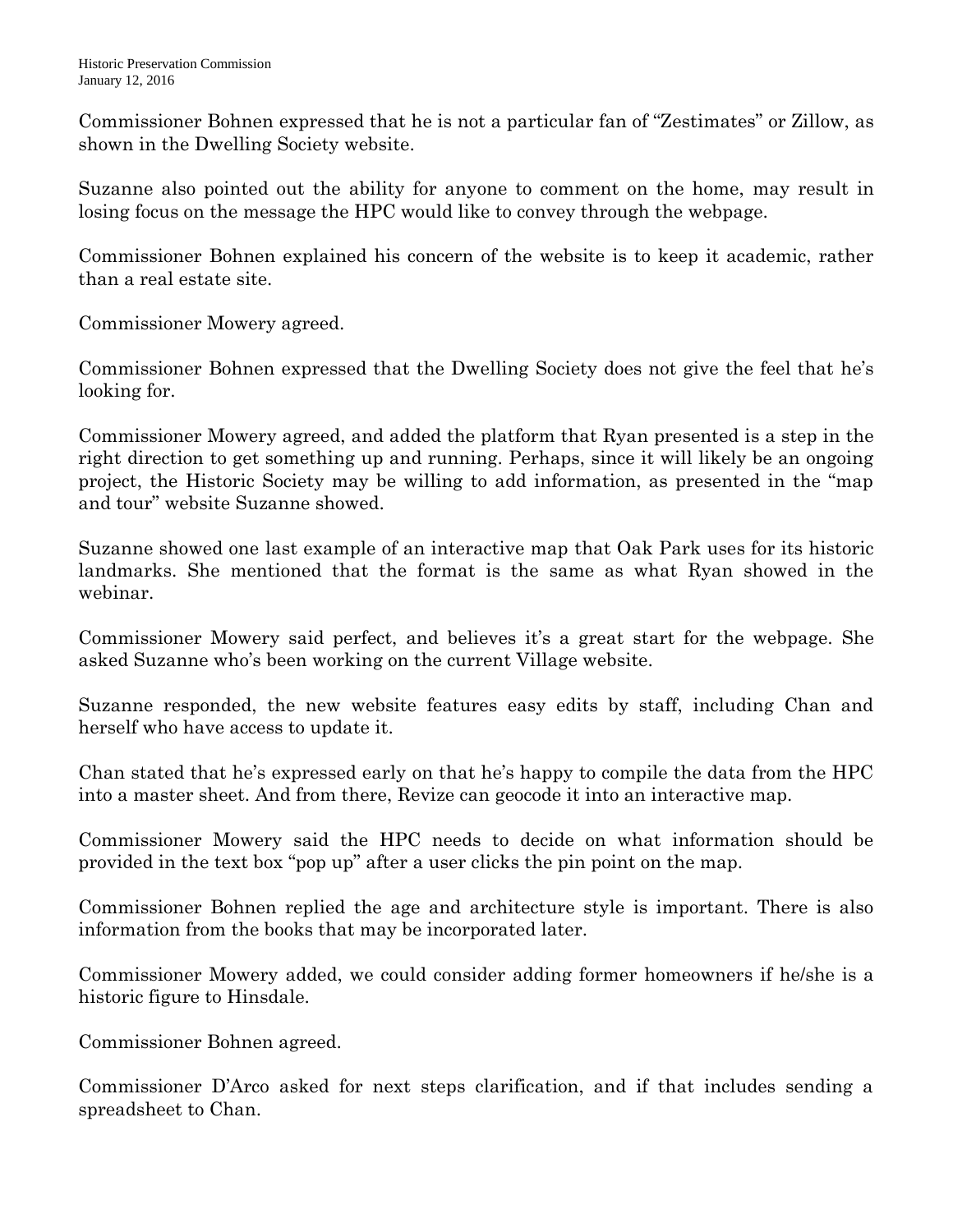Commissioner Bohnen expressed that he is not a particular fan of "Zestimates" or Zillow, as shown in the Dwelling Society website.

Suzanne also pointed out the ability for anyone to comment on the home, may result in losing focus on the message the HPC would like to convey through the webpage.

Commissioner Bohnen explained his concern of the website is to keep it academic, rather than a real estate site.

Commissioner Mowery agreed.

Commissioner Bohnen expressed that the Dwelling Society does not give the feel that he's looking for.

Commissioner Mowery agreed, and added the platform that Ryan presented is a step in the right direction to get something up and running. Perhaps, since it will likely be an ongoing project, the Historic Society may be willing to add information, as presented in the "map and tour" website Suzanne showed.

Suzanne showed one last example of an interactive map that Oak Park uses for its historic landmarks. She mentioned that the format is the same as what Ryan showed in the webinar.

Commissioner Mowery said perfect, and believes it's a great start for the webpage. She asked Suzanne who's been working on the current Village website.

Suzanne responded, the new website features easy edits by staff, including Chan and herself who have access to update it.

Chan stated that he's expressed early on that he's happy to compile the data from the HPC into a master sheet. And from there, Revize can geocode it into an interactive map.

Commissioner Mowery said the HPC needs to decide on what information should be provided in the text box "pop up" after a user clicks the pin point on the map.

Commissioner Bohnen replied the age and architecture style is important. There is also information from the books that may be incorporated later.

Commissioner Mowery added, we could consider adding former homeowners if he/she is a historic figure to Hinsdale.

Commissioner Bohnen agreed.

Commissioner D'Arco asked for next steps clarification, and if that includes sending a spreadsheet to Chan.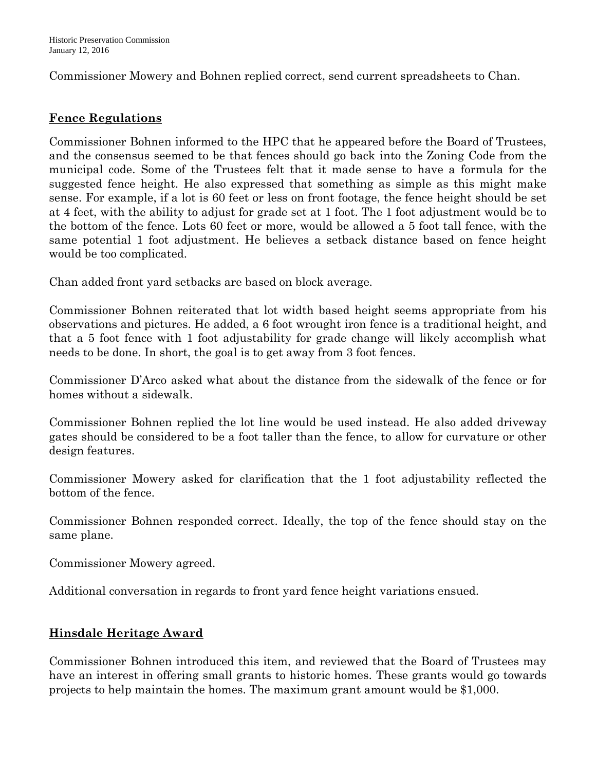Commissioner Mowery and Bohnen replied correct, send current spreadsheets to Chan.

## **Fence Regulations**

Commissioner Bohnen informed to the HPC that he appeared before the Board of Trustees, and the consensus seemed to be that fences should go back into the Zoning Code from the municipal code. Some of the Trustees felt that it made sense to have a formula for the suggested fence height. He also expressed that something as simple as this might make sense. For example, if a lot is 60 feet or less on front footage, the fence height should be set at 4 feet, with the ability to adjust for grade set at 1 foot. The 1 foot adjustment would be to the bottom of the fence. Lots 60 feet or more, would be allowed a 5 foot tall fence, with the same potential 1 foot adjustment. He believes a setback distance based on fence height would be too complicated.

Chan added front yard setbacks are based on block average.

Commissioner Bohnen reiterated that lot width based height seems appropriate from his observations and pictures. He added, a 6 foot wrought iron fence is a traditional height, and that a 5 foot fence with 1 foot adjustability for grade change will likely accomplish what needs to be done. In short, the goal is to get away from 3 foot fences.

Commissioner D'Arco asked what about the distance from the sidewalk of the fence or for homes without a sidewalk.

Commissioner Bohnen replied the lot line would be used instead. He also added driveway gates should be considered to be a foot taller than the fence, to allow for curvature or other design features.

Commissioner Mowery asked for clarification that the 1 foot adjustability reflected the bottom of the fence.

Commissioner Bohnen responded correct. Ideally, the top of the fence should stay on the same plane.

Commissioner Mowery agreed.

Additional conversation in regards to front yard fence height variations ensued.

## **Hinsdale Heritage Award**

Commissioner Bohnen introduced this item, and reviewed that the Board of Trustees may have an interest in offering small grants to historic homes. These grants would go towards projects to help maintain the homes. The maximum grant amount would be $1,000.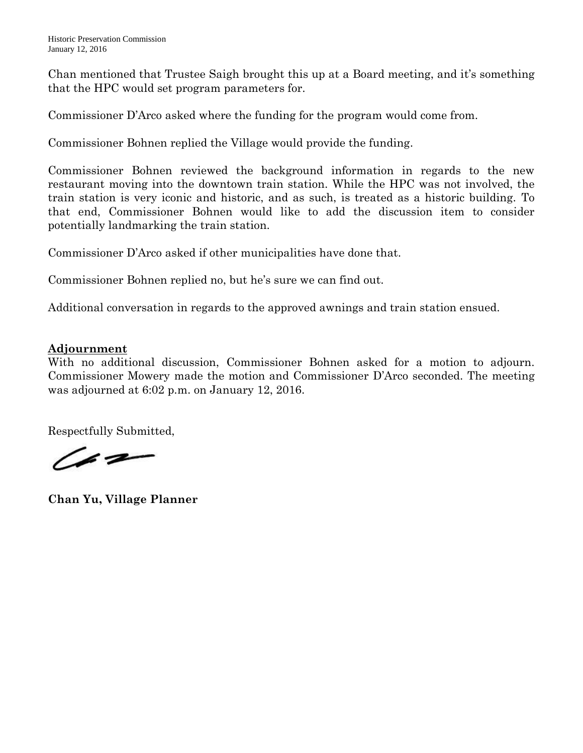Chan mentioned that Trustee Saigh brought this up at a Board meeting, and it's something that the HPC would set program parameters for.

Commissioner D'Arco asked where the funding for the program would come from.

Commissioner Bohnen replied the Village would provide the funding.

Commissioner Bohnen reviewed the background information in regards to the new restaurant moving into the downtown train station. While the HPC was not involved, the train station is very iconic and historic, and as such, is treated as a historic building. To that end, Commissioner Bohnen would like to add the discussion item to consider potentially landmarking the train station.

Commissioner D'Arco asked if other municipalities have done that.

Commissioner Bohnen replied no, but he's sure we can find out.

Additional conversation in regards to the approved awnings and train station ensued.

**Adjournment**

With no additional discussion, Commissioner Bohnen asked for a motion to adjourn. Commissioner Mowery made the motion and Commissioner D'Arco seconded. The meeting was adjourned at 6:02 p.m. on January 12, 2016.

Respectfully Submitted,

**Chan Yu, Village Planner**